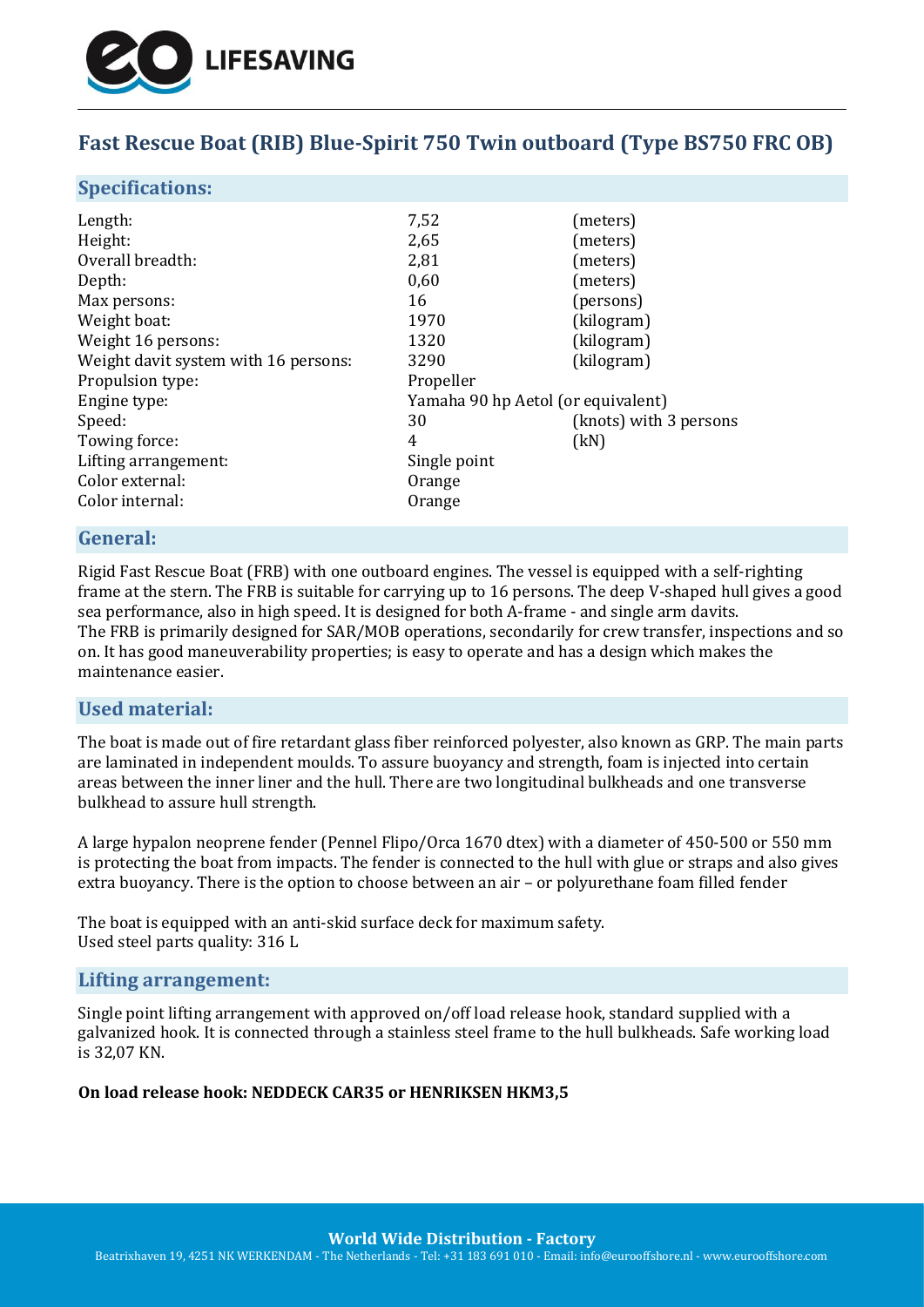LIFESAVING

# Fast Rescue Boat (RIB) Blue-Spirit 750 Twin outboard (Type BS750 FRC OB)

## Specifications:

| | | |
|---|---|---|
| Length: | 7,52 | (meters) |
| Height: | 2,65 | (meters) |
| Overall breadth: | 2,81 | (meters) |
| Depth: | 0,60 | (meters) |
| Max persons: | 16 | (persons) |
| Weight boat: | 1970 | (kilogram) |
| Weight 16 persons: | 1320 | (kilogram) |
| Weight davit system with 16 persons: | 3290 | (kilogram) |
| Propulsion type: | Propeller | |
| Engine type: | Yamaha 90 hp Aetol (or equivalent) | |
| Speed: | 30 | (knots) with 3 persons |
| Towing force: | 4 | (kN) |
| Lifting arrangement: | Single point | |
| Color external: | Orange | |
| Color internal: | Orange | |

## General:

Rigid Fast Rescue Boat (FRB) with one outboard engines. The vessel is equipped with a self-righting frame at the stern. The FRB is suitable for carrying up to 16 persons. The deep V-shaped hull gives a good sea performance, also in high speed. It is designed for both A-frame - and single arm davits.
The FRB is primarily designed for SAR/MOB operations, secondarily for crew transfer, inspections and so on. It has good maneuverability properties; is easy to operate and has a design which makes the maintenance easier.

## Used material:

The boat is made out of fire retardant glass fiber reinforced polyester, also known as GRP. The main parts are laminated in independent moulds. To assure buoyancy and strength, foam is injected into certain areas between the inner liner and the hull. There are two longitudinal bulkheads and one transverse bulkhead to assure hull strength.

A large hypalon neoprene fender (Pennel Flipo/Orca 1670 dtex) with a diameter of 450-500 or 550 mm is protecting the boat from impacts. The fender is connected to the hull with glue or straps and also gives extra buoyancy. There is the option to choose between an air – or polyurethane foam filled fender

The boat is equipped with an anti-skid surface deck for maximum safety.
Used steel parts quality: 316 L

## Lifting arrangement:

Single point lifting arrangement with approved on/off load release hook, standard supplied with a galvanized hook. It is connected through a stainless steel frame to the hull bulkheads. Safe working load is 32,07 KN.

**On load release hook: NEDDECK CAR35 or HENRIKSEN HKM3,5**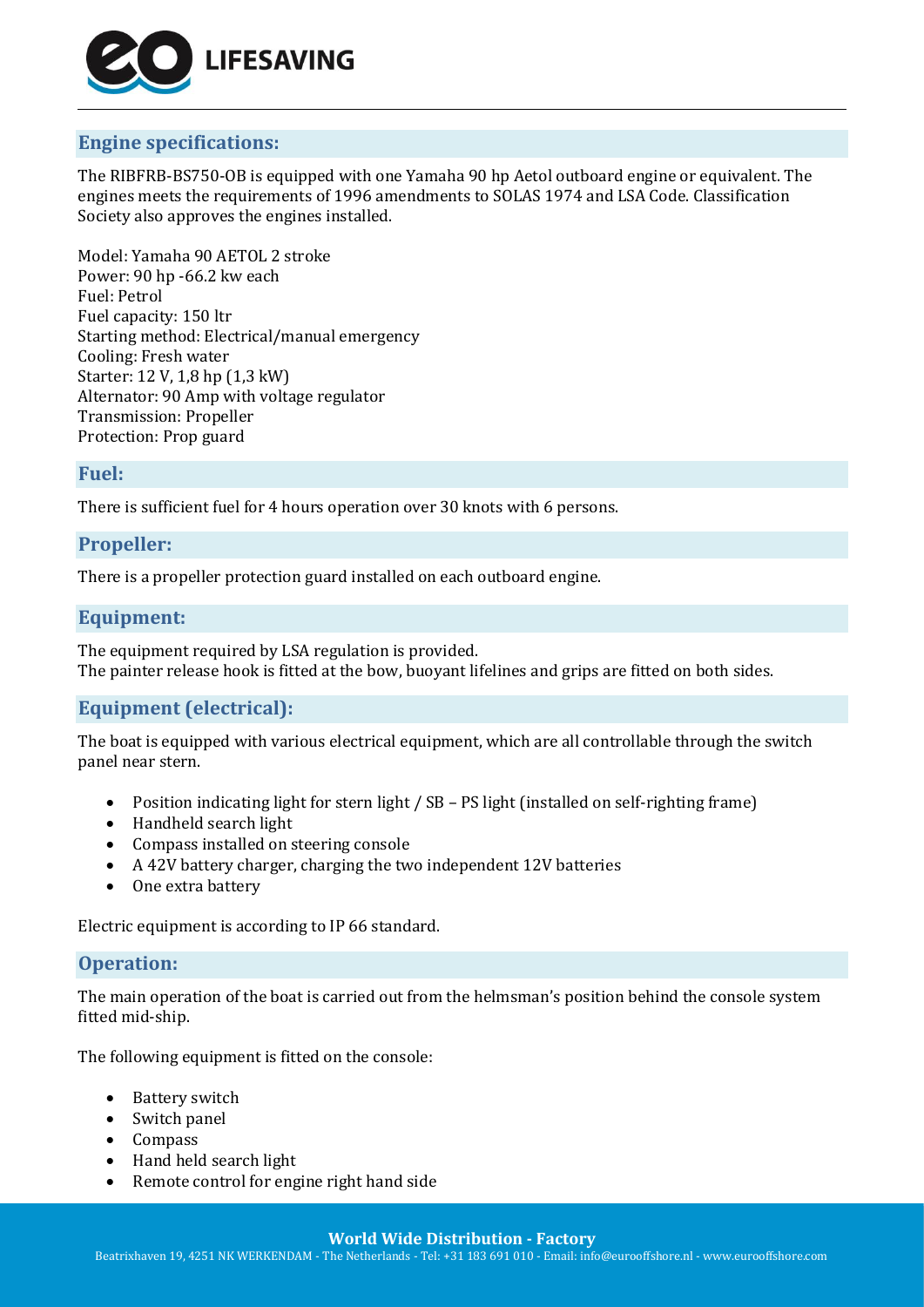## Engine specifications:

The RIBFRB-BS750-OB is equipped with one Yamaha 90 hp Aetol outboard engine or equivalent. The engines meets the requirements of 1996 amendments to SOLAS 1974 and LSA Code. Classification Society also approves the engines installed.

Model: Yamaha 90 AETOL 2 stroke
Power: 90 hp -66.2 kw each
Fuel: Petrol
Fuel capacity: 150 ltr
Starting method: Electrical/manual emergency
Cooling: Fresh water
Starter: 12 V, 1,8 hp (1,3 kW)
Alternator: 90 Amp with voltage regulator
Transmission: Propeller
Protection: Prop guard

## Fuel:

There is sufficient fuel for 4 hours operation over 30 knots with 6 persons.

## Propeller:

There is a propeller protection guard installed on each outboard engine.

## Equipment:

The equipment required by LSA regulation is provided.
The painter release hook is fitted at the bow, buoyant lifelines and grips are fitted on both sides.

## Equipment (electrical):

The boat is equipped with various electrical equipment, which are all controllable through the switch panel near stern.

- Position indicating light for stern light / SB – PS light (installed on self-righting frame)
- Handheld search light
- Compass installed on steering console
- A 42V battery charger, charging the two independent 12V batteries
- One extra battery

Electric equipment is according to IP 66 standard.

## Operation:

The main operation of the boat is carried out from the helmsman's position behind the console system fitted mid-ship.

The following equipment is fitted on the console:

- Battery switch
- Switch panel
- Compass
- Hand held search light
- Remote control for engine right hand side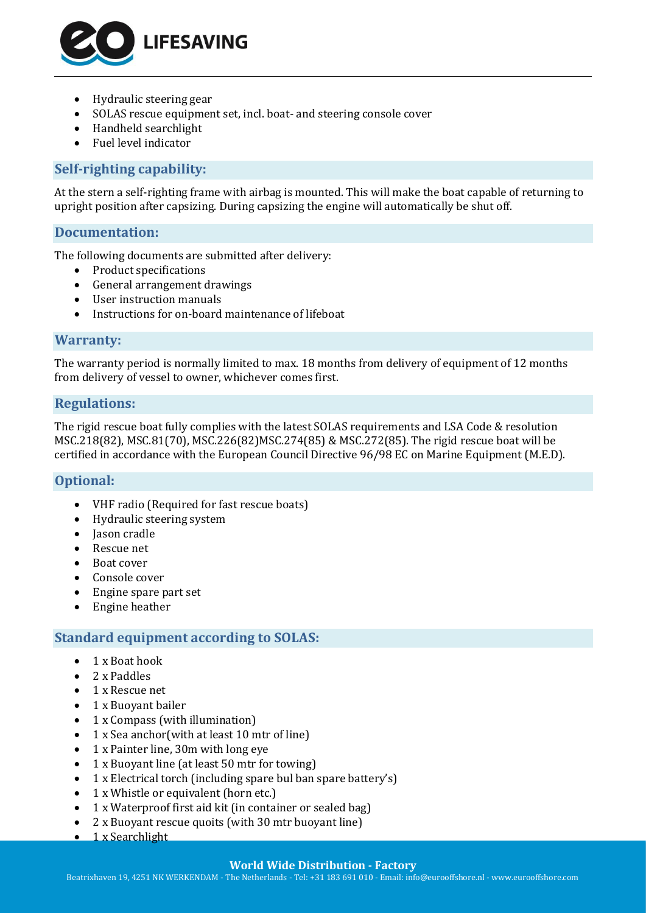- Hydraulic steering gear
- SOLAS rescue equipment set, incl. boat- and steering console cover
- Handheld searchlight
- Fuel level indicator

## Self-righting capability:

At the stern a self-righting frame with airbag is mounted. This will make the boat capable of returning to upright position after capsizing. During capsizing the engine will automatically be shut off.

## Documentation:

The following documents are submitted after delivery:

- Product specifications
- General arrangement drawings
- User instruction manuals
- Instructions for on-board maintenance of lifeboat

## Warranty:

The warranty period is normally limited to max. 18 months from delivery of equipment of 12 months from delivery of vessel to owner, whichever comes first.

## Regulations:

The rigid rescue boat fully complies with the latest SOLAS requirements and LSA Code & resolution MSC.218(82), MSC.81(70), MSC.226(82)MSC.274(85) & MSC.272(85). The rigid rescue boat will be certified in accordance with the European Council Directive 96/98 EC on Marine Equipment (M.E.D).

## Optional:

- VHF radio (Required for fast rescue boats)
- Hydraulic steering system
- Jason cradle
- Rescue net
- Boat cover
- Console cover
- Engine spare part set
- Engine heather

## Standard equipment according to SOLAS:

- 1 x Boat hook
- 2 x Paddles
- 1 x Rescue net
- 1 x Buoyant bailer
- 1 x Compass (with illumination)
- 1 x Sea anchor(with at least 10 mtr of line)
- 1 x Painter line, 30m with long eye
- 1 x Buoyant line (at least 50 mtr for towing)
- 1 x Electrical torch (including spare bul ban spare battery's)
- 1 x Whistle or equivalent (horn etc.)
- 1 x Waterproof first aid kit (in container or sealed bag)
- 2 x Buoyant rescue quoits (with 30 mtr buoyant line)
- 1 x Searchlight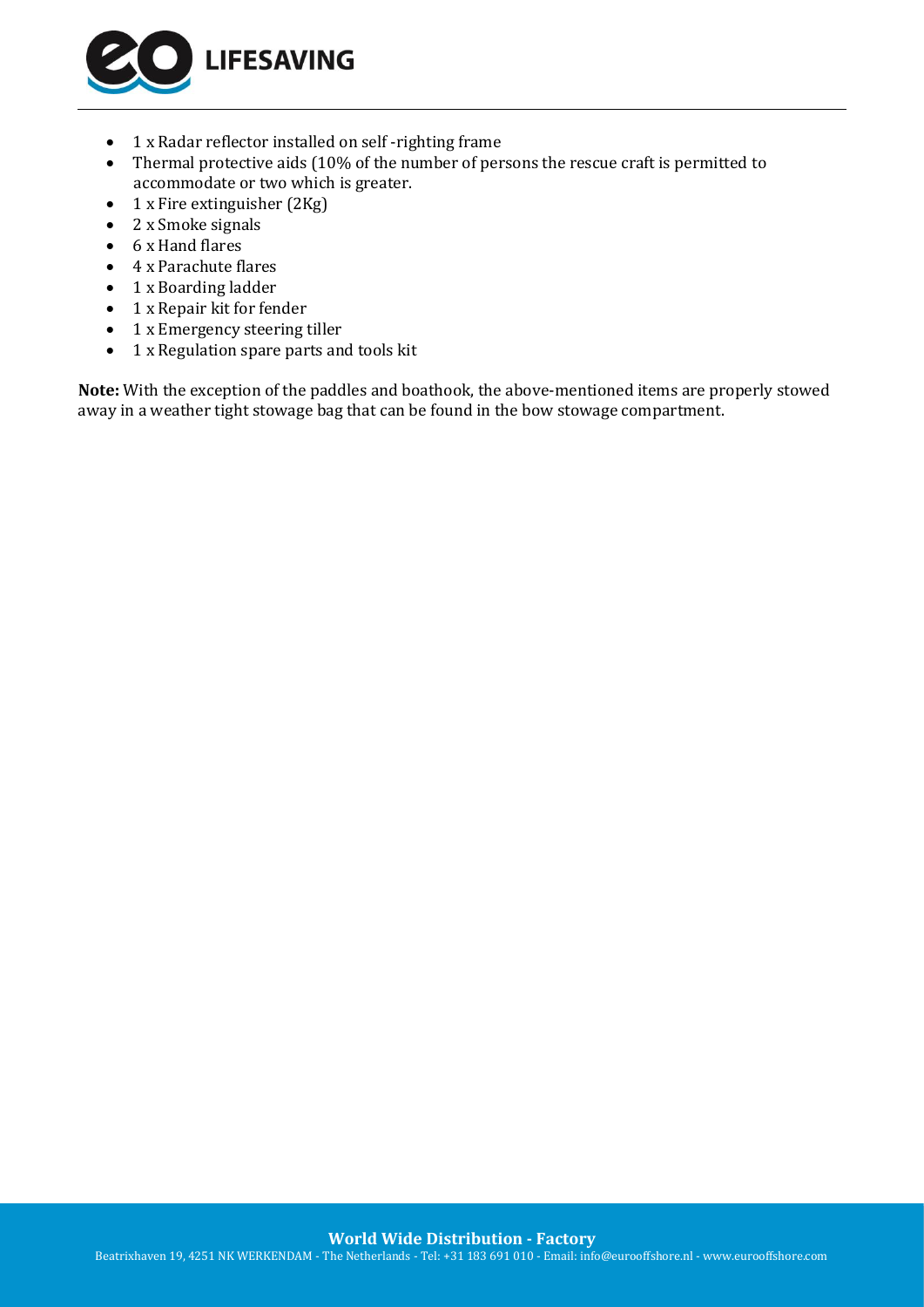- 1 x Radar reflector installed on self -righting frame
- Thermal protective aids (10% of the number of persons the rescue craft is permitted to accommodate or two which is greater.
- 1 x Fire extinguisher (2Kg)
- 2 x Smoke signals
- 6 x Hand flares
- 4 x Parachute flares
- 1 x Boarding ladder
- 1 x Repair kit for fender
- 1 x Emergency steering tiller
- 1 x Regulation spare parts and tools kit

**Note:** With the exception of the paddles and boathook, the above-mentioned items are properly stowed away in a weather tight stowage bag that can be found in the bow stowage compartment.